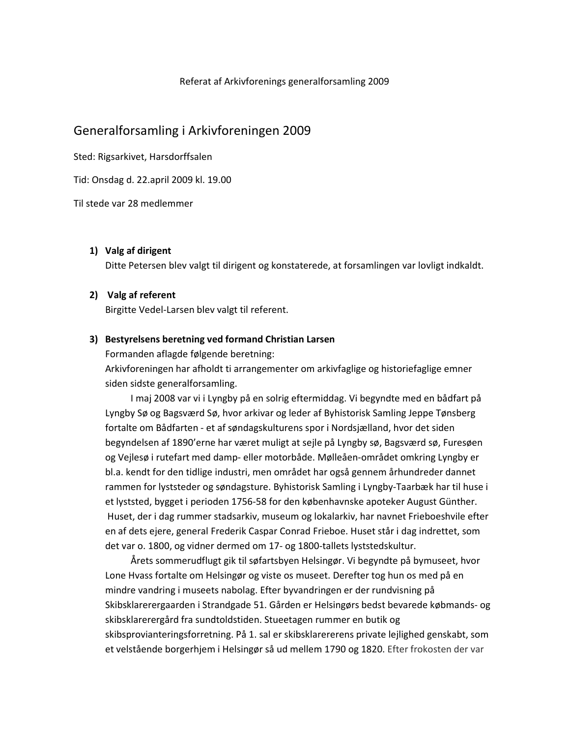Referat af Arkivforenings generalforsamling 2009

# Generalforsamling i Arkivforeningen 2009

Sted: Rigsarkivet, Harsdorffsalen

Tid: Onsdag d. 22.april 2009 kl. 19.00

Til stede var 28 medlemmer

1) **Valg af dirigent**
   Ditte Petersen blev valgt til dirigent og konstaterede, at forsamlingen var lovligt indkaldt.

2) **Valg af referent**
   Birgitte Vedel-Larsen blev valgt til referent.

3) **Bestyrelsens beretning ved formand Christian Larsen**
   Formanden aflagde følgende beretning:
   Arkivforeningen har afholdt ti arrangementer om arkivfaglige og historiefaglige emner siden sidste generalforsamling.

   I maj 2008 var vi i Lyngby på en solrig eftermiddag. Vi begyndte med en bådfart på Lyngby Sø og Bagsværd Sø, hvor arkivar og leder af Byhistorisk Samling Jeppe Tønsberg fortalte om Bådfarten - et af søndagskulturens spor i Nordsjælland, hvor det siden begyndelsen af 1890'erne har været muligt at sejle på Lyngby sø, Bagsværd sø, Furesøen og Vejlesø i rutefart med damp- eller motorbåde. Mølleåen-området omkring Lyngby er bl.a. kendt for den tidlige industri, men området har også gennem århundreder dannet rammen for lyststeder og søndagsture. Byhistorisk Samling i Lyngby-Taarbæk har til huse i et lyststed, bygget i perioden 1756-58 for den københavnske apoteker August Günther. Huset, der i dag rummer stadsarkiv, museum og lokalarkiv, har navnet Frieboeshvile efter en af dets ejere, general Frederik Caspar Conrad Frieboe. Huset står i dag indrettet, som det var o. 1800, og vidner dermed om 17- og 1800-tallets lyststedskultur.

   Årets sommerudflugt gik til søfartsbyen Helsingør. Vi begyndte på bymuseet, hvor Lone Hvass fortalte om Helsingør og viste os museet. Derefter tog hun os med på en mindre vandring i museets nabolag. Efter byvandringen er der rundvisning på Skibsklarerergaarden i Strandgade 51. Gården er Helsingørs bedst bevarede købmands- og skibsklarerergård fra sundtoldstiden. Stueetagen rummer en butik og skibsprovianteringsforretning. På 1. sal er skibsklarererens private lejlighed genskabt, som et velstående borgerhjem i Helsingør så ud mellem 1790 og 1820. Efter frokosten der var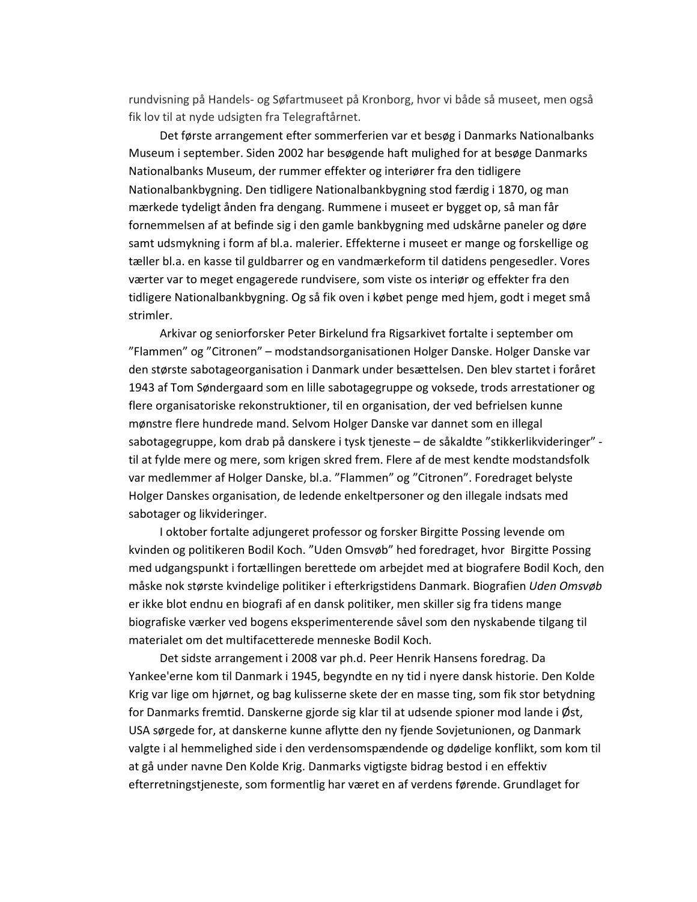rundvisning på Handels- og Søfartmuseet på Kronborg, hvor vi både så museet, men også fik lov til at nyde udsigten fra Telegraftårnet.

Det første arrangement efter sommerferien var et besøg i Danmarks Nationalbanks Museum i september. Siden 2002 har besøgende haft mulighed for at besøge Danmarks Nationalbanks Museum, der rummer effekter og interiører fra den tidligere Nationalbankbygning. Den tidligere Nationalbankbygning stod færdig i 1870, og man mærkede tydeligt ånden fra dengang. Rummene i museet er bygget op, så man får fornemmelsen af at befinde sig i den gamle bankbygning med udskårne paneler og døre samt udsmykning i form af bl.a. malerier. Effekterne i museet er mange og forskellige og tæller bl.a. en kasse til guldbarrer og en vandmærkeform til datidens pengesedler. Vores værter var to meget engagerede rundvisere, som viste os interiør og effekter fra den tidligere Nationalbankbygning. Og så fik oven i købet penge med hjem, godt i meget små strimler.

Arkivar og seniorforsker Peter Birkelund fra Rigsarkivet fortalte i september om "Flammen" og "Citronen" – modstandsorganisationen Holger Danske. Holger Danske var den største sabotageorganisation i Danmark under besættelsen. Den blev startet i foråret 1943 af Tom Søndergaard som en lille sabotagegruppe og voksede, trods arrestationer og flere organisatoriske rekonstruktioner, til en organisation, der ved befrielsen kunne mønstre flere hundrede mand. Selvom Holger Danske var dannet som en illegal sabotagegruppe, kom drab på danskere i tysk tjeneste – de såkaldte "stikkerlikvideringer" - til at fylde mere og mere, som krigen skred frem. Flere af de mest kendte modstandsfolk var medlemmer af Holger Danske, bl.a. "Flammen" og "Citronen". Foredraget belyste Holger Danskes organisation, de ledende enkeltpersoner og den illegale indsats med sabotager og likvideringer.

I oktober fortalte adjungeret professor og forsker Birgitte Possing levende om kvinden og politikeren Bodil Koch. "Uden Omsvøb" hed foredraget, hvor Birgitte Possing med udgangspunkt i fortællingen berettede om arbejdet med at biografere Bodil Koch, den måske nok største kvindelige politiker i efterkrigstidens Danmark. Biografien *Uden Omsvøb* er ikke blot endnu en biografi af en dansk politiker, men skiller sig fra tidens mange biografiske værker ved bogens eksperimenterende såvel som den nyskabende tilgang til materialet om det multifacetterede menneske Bodil Koch.

Det sidste arrangement i 2008 var ph.d. Peer Henrik Hansens foredrag. Da Yankee'erne kom til Danmark i 1945, begyndte en ny tid i nyere dansk historie. Den Kolde Krig var lige om hjørnet, og bag kulisserne skete der en masse ting, som fik stor betydning for Danmarks fremtid. Danskerne gjorde sig klar til at udsende spioner mod lande i Øst, USA sørgede for, at danskerne kunne aflytte den ny fjende Sovjetunionen, og Danmark valgte i al hemmelighed side i den verdensomspændende og dødelige konflikt, som kom til at gå under navne Den Kolde Krig. Danmarks vigtigste bidrag bestod i en effektiv efterretningstjeneste, som formentlig har været en af verdens førende. Grundlaget for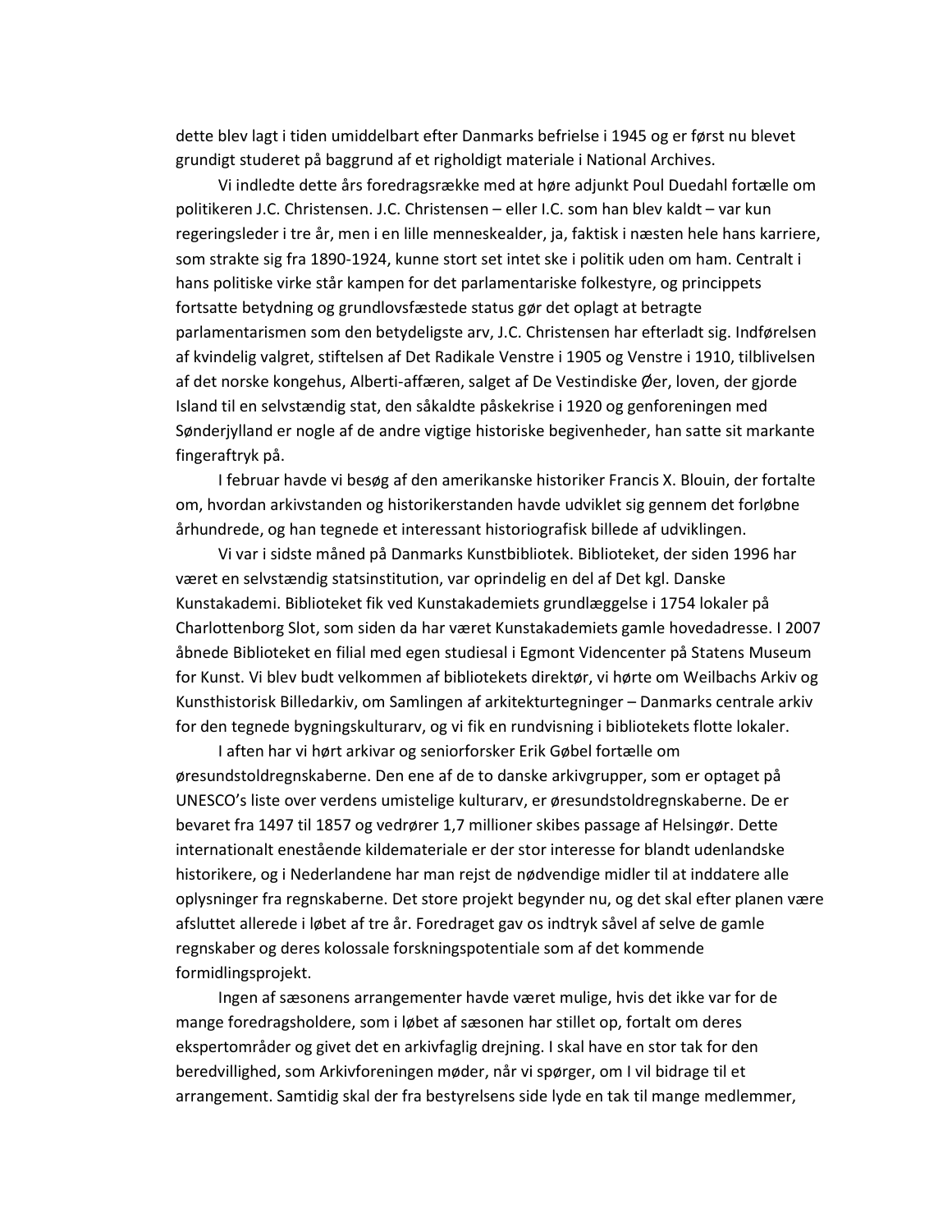dette blev lagt i tiden umiddelbart efter Danmarks befrielse i 1945 og er først nu blevet grundigt studeret på baggrund af et righoldigt materiale i National Archives.

Vi indledte dette års foredragsrække med at høre adjunkt Poul Duedahl fortælle om politikeren J.C. Christensen. J.C. Christensen – eller I.C. som han blev kaldt – var kun regeringsleder i tre år, men i en lille menneskealder, ja, faktisk i næsten hele hans karriere, som strakte sig fra 1890-1924, kunne stort set intet ske i politik uden om ham. Centralt i hans politiske virke står kampen for det parlamentariske folkestyre, og princippets fortsatte betydning og grundlovsfæstede status gør det oplagt at betragte parlamentarismen som den betydeligste arv, J.C. Christensen har efterladt sig. Indførelsen af kvindelig valgret, stiftelsen af Det Radikale Venstre i 1905 og Venstre i 1910, tilblivelsen af det norske kongehus, Alberti-affæren, salget af De Vestindiske Øer, loven, der gjorde Island til en selvstændig stat, den såkaldte påskekrise i 1920 og genforeningen med Sønderjylland er nogle af de andre vigtige historiske begivenheder, han satte sit markante fingeraftryk på.

I februar havde vi besøg af den amerikanske historiker Francis X. Blouin, der fortalte om, hvordan arkivstanden og historikerstanden havde udviklet sig gennem det forløbne århundrede, og han tegnede et interessant historiografisk billede af udviklingen.

Vi var i sidste måned på Danmarks Kunstbibliotek. Biblioteket, der siden 1996 har været en selvstændig statsinstitution, var oprindelig en del af Det kgl. Danske Kunstakademi. Biblioteket fik ved Kunstakademiets grundlæggelse i 1754 lokaler på Charlottenborg Slot, som siden da har været Kunstakademiets gamle hovedadresse. I 2007 åbnede Biblioteket en filial med egen studiesal i Egmont Videncenter på Statens Museum for Kunst. Vi blev budt velkommen af bibliotekets direktør, vi hørte om Weilbachs Arkiv og Kunsthistorisk Billedarkiv, om Samlingen af arkitekturtegninger – Danmarks centrale arkiv for den tegnede bygningskulturarv, og vi fik en rundvisning i bibliotekets flotte lokaler.

I aften har vi hørt arkivar og seniorforsker Erik Gøbel fortælle om øresundstoldregnskaberne. Den ene af de to danske arkivgrupper, som er optaget på UNESCO's liste over verdens umistelige kulturarv, er øresundstoldregnskaberne. De er bevaret fra 1497 til 1857 og vedrører 1,7 millioner skibes passage af Helsingør. Dette internationalt enestående kildemateriale er der stor interesse for blandt udenlandske historikere, og i Nederlandene har man rejst de nødvendige midler til at inddatere alle oplysninger fra regnskaberne. Det store projekt begynder nu, og det skal efter planen være afsluttet allerede i løbet af tre år. Foredraget gav os indtryk såvel af selve de gamle regnskaber og deres kolossale forskningspotentiale som af det kommende formidlingsprojekt.

Ingen af sæsonens arrangementer havde været mulige, hvis det ikke var for de mange foredragsholdere, som i løbet af sæsonen har stillet op, fortalt om deres ekspertområder og givet det en arkivfaglig drejning. I skal have en stor tak for den beredvillighed, som Arkivforeningen møder, når vi spørger, om I vil bidrage til et arrangement. Samtidig skal der fra bestyrelsens side lyde en tak til mange medlemmer,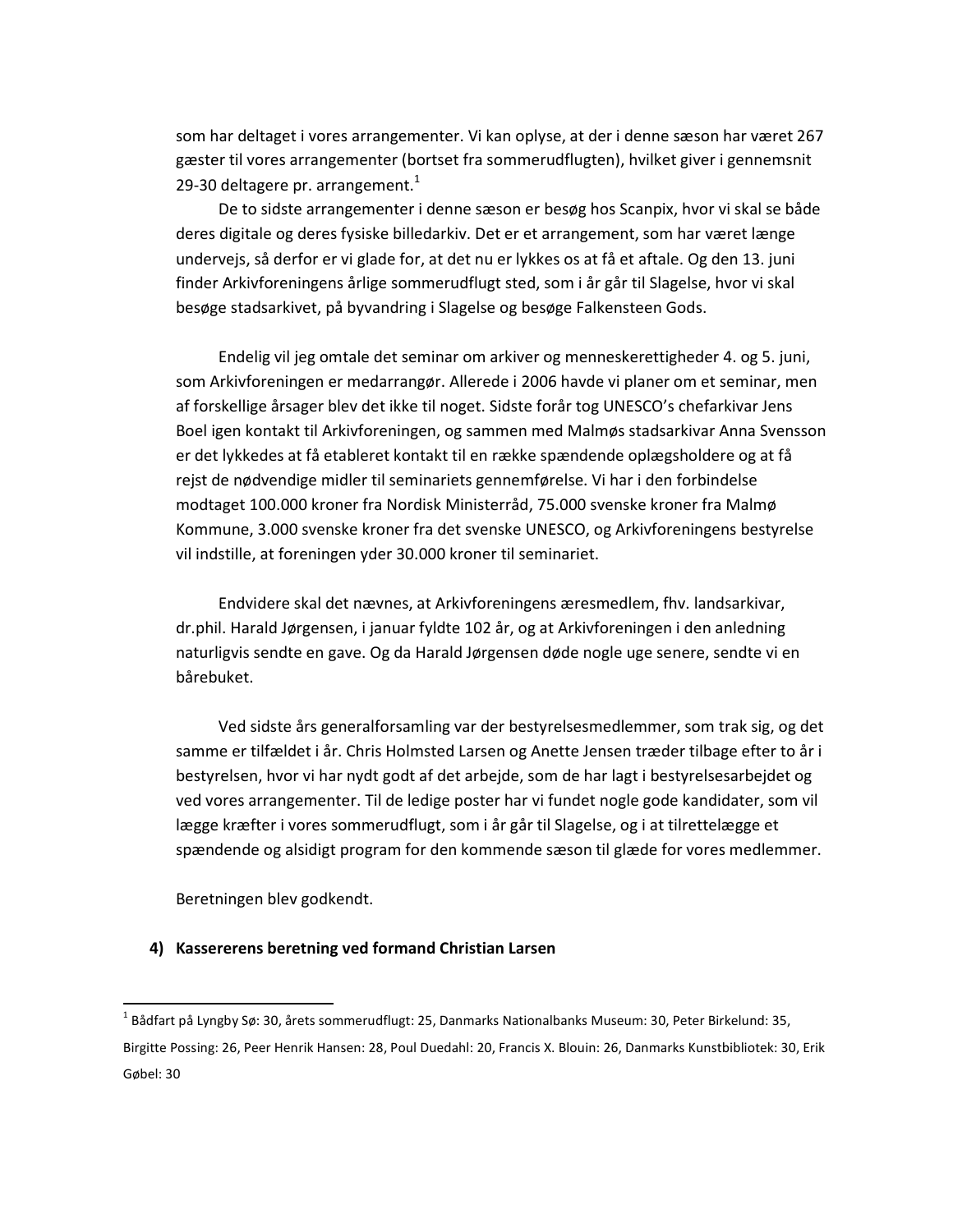som har deltaget i vores arrangementer. Vi kan oplyse, at der i denne sæson har været 267 gæster til vores arrangementer (bortset fra sommerudflugten), hvilket giver i gennemsnit 29-30 deltagere pr. arrangement.[1]

De to sidste arrangementer i denne sæson er besøg hos Scanpix, hvor vi skal se både deres digitale og deres fysiske billedarkiv. Det er et arrangement, som har været længe undervejs, så derfor er vi glade for, at det nu er lykkes os at få et aftale. Og den 13. juni finder Arkivforeningens årlige sommerudflugt sted, som i år går til Slagelse, hvor vi skal besøge stadsarkivet, på byvandring i Slagelse og besøge Falkensteen Gods.

Endelig vil jeg omtale det seminar om arkiver og menneskerettigheder 4. og 5. juni, som Arkivforeningen er medarrangør. Allerede i 2006 havde vi planer om et seminar, men af forskellige årsager blev det ikke til noget. Sidste forår tog UNESCO's chefarkivar Jens Boel igen kontakt til Arkivforeningen, og sammen med Malmøs stadsarkivar Anna Svensson er det lykkedes at få etableret kontakt til en række spændende oplægsholdere og at få rejst de nødvendige midler til seminariets gennemførelse. Vi har i den forbindelse modtaget 100.000 kroner fra Nordisk Ministerråd, 75.000 svenske kroner fra Malmø Kommune, 3.000 svenske kroner fra det svenske UNESCO, og Arkivforeningens bestyrelse vil indstille, at foreningen yder 30.000 kroner til seminariet.

Endvidere skal det nævnes, at Arkivforeningens æresmedlem, fhv. landsarkivar, dr.phil. Harald Jørgensen, i januar fyldte 102 år, og at Arkivforeningen i den anledning naturligvis sendte en gave. Og da Harald Jørgensen døde nogle uge senere, sendte vi en bårebuket.

Ved sidste års generalforsamling var der bestyrelsesmedlemmer, som trak sig, og det samme er tilfældet i år. Chris Holmsted Larsen og Anette Jensen træder tilbage efter to år i bestyrelsen, hvor vi har nydt godt af det arbejde, som de har lagt i bestyrelsesarbejdet og ved vores arrangementer. Til de ledige poster har vi fundet nogle gode kandidater, som vil lægge kræfter i vores sommerudflugt, som i år går til Slagelse, og i at tilrettelægge et spændende og alsidigt program for den kommende sæson til glæde for vores medlemmer.

Beretningen blev godkendt.

**4) Kassererens beretning ved formand Christian Larsen**

---

[1] Bådfart på Lyngby Sø: 30, årets sommerudflugt: 25, Danmarks Nationalbanks Museum: 30, Peter Birkelund: 35, Birgitte Possing: 26, Peer Henrik Hansen: 28, Poul Duedahl: 20, Francis X. Blouin: 26, Danmarks Kunstbibliotek: 30, Erik Gøbel: 30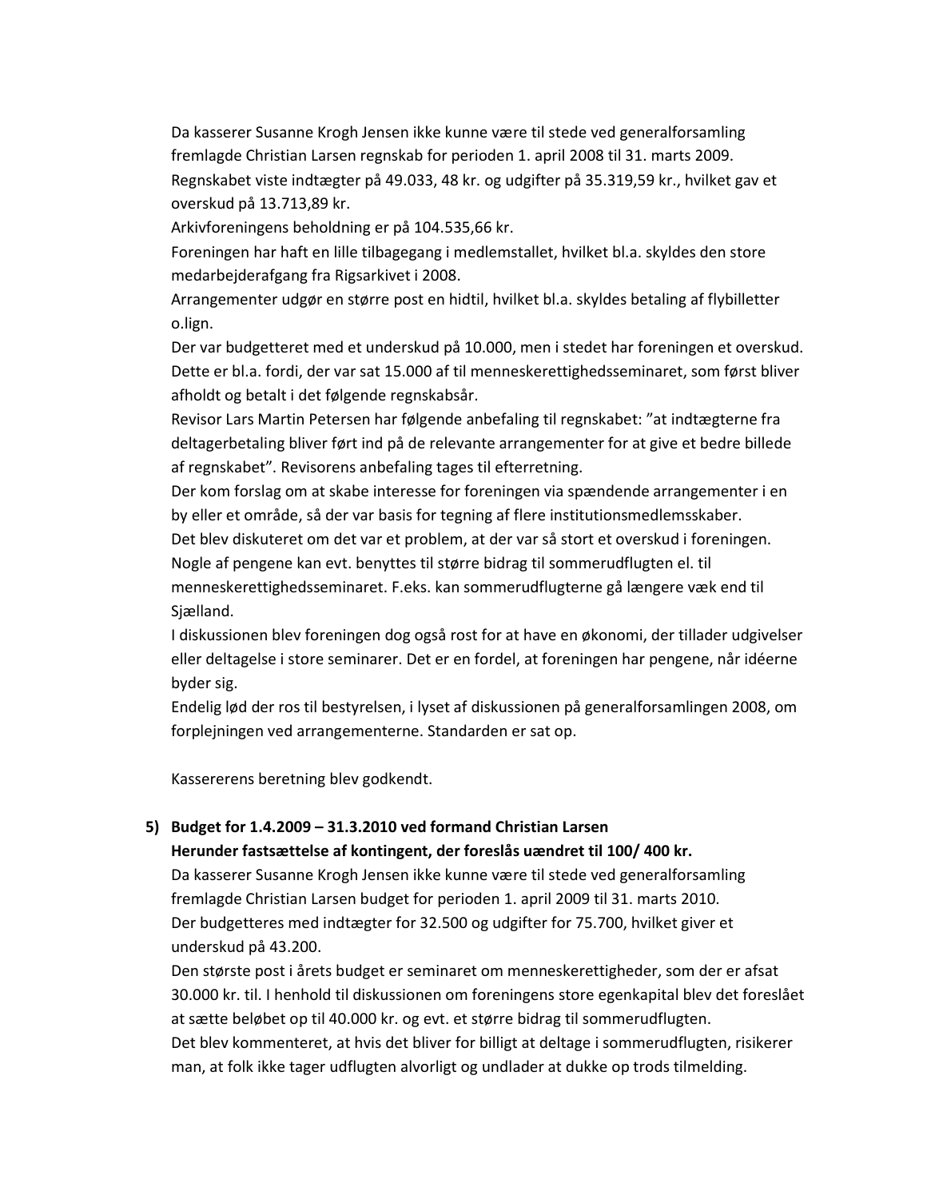Da kasserer Susanne Krogh Jensen ikke kunne være til stede ved generalforsamling fremlagde Christian Larsen regnskab for perioden 1. april 2008 til 31. marts 2009.
Regnskabet viste indtægter på 49.033, 48 kr. og udgifter på 35.319,59 kr., hvilket gav et overskud på 13.713,89 kr.
Arkivforeningens beholdning er på 104.535,66 kr.
Foreningen har haft en lille tilbagegang i medlemstallet, hvilket bl.a. skyldes den store medarbejderafgang fra Rigsarkivet i 2008.
Arrangementer udgør en større post en hidtil, hvilket bl.a. skyldes betaling af flybilletter o.lign.
Der var budgetteret med et underskud på 10.000, men i stedet har foreningen et overskud. Dette er bl.a. fordi, der var sat 15.000 af til menneskerettighedsseminaret, som først bliver afholdt og betalt i det følgende regnskabsår.
Revisor Lars Martin Petersen har følgende anbefaling til regnskabet: "at indtægterne fra deltagerbetaling bliver ført ind på de relevante arrangementer for at give et bedre billede af regnskabet". Revisorens anbefaling tages til efterretning.
Der kom forslag om at skabe interesse for foreningen via spændende arrangementer i en by eller et område, så der var basis for tegning af flere institutionsmedlemsskaber.
Det blev diskuteret om det var et problem, at der var så stort et overskud i foreningen. Nogle af pengene kan evt. benyttes til større bidrag til sommerudflugten el. til menneskerettighedsseminaret. F.eks. kan sommerudflugterne gå længere væk end til Sjælland.
I diskussionen blev foreningen dog også rost for at have en økonomi, der tillader udgivelser eller deltagelse i store seminarer. Det er en fordel, at foreningen har pengene, når idéerne byder sig.
Endelig lød der ros til bestyrelsen, i lyset af diskussionen på generalforsamlingen 2008, om forplejningen ved arrangementerne. Standarden er sat op.

Kassererens beretning blev godkendt.

5) **Budget for 1.4.2009 – 31.3.2010 ved formand Christian Larsen**
**Herunder fastsættelse af kontingent, der foreslås uændret til 100/ 400 kr.**
Da kasserer Susanne Krogh Jensen ikke kunne være til stede ved generalforsamling fremlagde Christian Larsen budget for perioden 1. april 2009 til 31. marts 2010.
Der budgetteres med indtægter for 32.500 og udgifter for 75.700, hvilket giver et underskud på 43.200.
Den største post i årets budget er seminaret om menneskerettigheder, som der er afsat 30.000 kr. til. I henhold til diskussionen om foreningens store egenkapital blev det foreslået at sætte beløbet op til 40.000 kr. og evt. et større bidrag til sommerudflugten.
Det blev kommenteret, at hvis det bliver for billigt at deltage i sommerudflugten, risikerer man, at folk ikke tager udflugten alvorligt og undlader at dukke op trods tilmelding.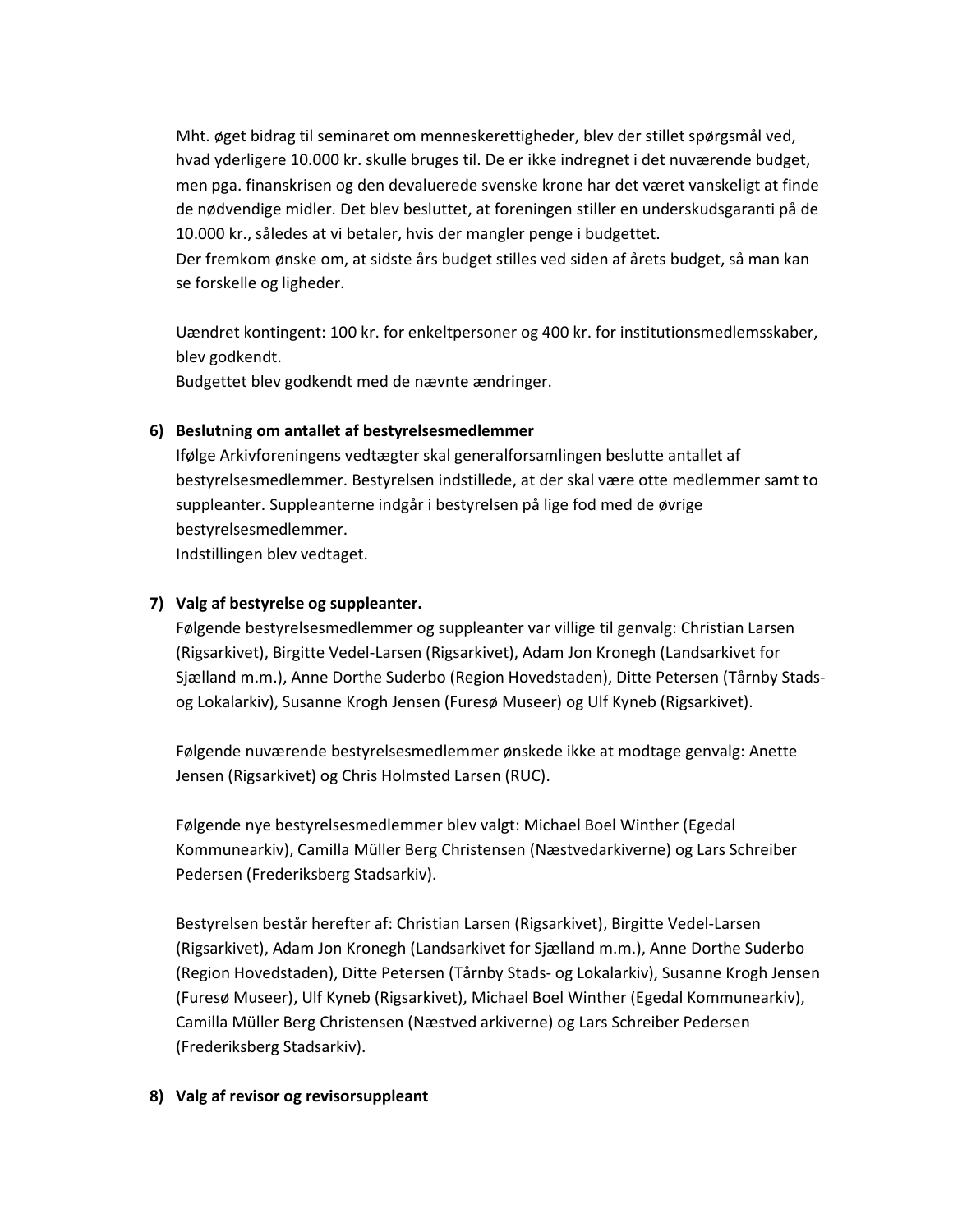Mht. øget bidrag til seminaret om menneskerettigheder, blev der stillet spørgsmål ved, hvad yderligere 10.000 kr. skulle bruges til. De er ikke indregnet i det nuværende budget, men pga. finanskrisen og den devaluerede svenske krone har det været vanskeligt at finde de nødvendige midler. Det blev besluttet, at foreningen stiller en underskudsgaranti på de 10.000 kr., således at vi betaler, hvis der mangler penge i budgettet.
Der fremkom ønske om, at sidste års budget stilles ved siden af årets budget, så man kan se forskelle og ligheder.

Uændret kontingent: 100 kr. for enkeltpersoner og 400 kr. for institutionsmedlemsskaber, blev godkendt.
Budgettet blev godkendt med de nævnte ændringer.

**6) Beslutning om antallet af bestyrelsesmedlemmer**

Ifølge Arkivforeningens vedtægter skal generalforsamlingen beslutte antallet af bestyrelsesmedlemmer. Bestyrelsen indstillede, at der skal være otte medlemmer samt to suppleanter. Suppleanterne indgår i bestyrelsen på lige fod med de øvrige bestyrelsesmedlemmer.
Indstillingen blev vedtaget.

**7) Valg af bestyrelse og suppleanter.**

Følgende bestyrelsesmedlemmer og suppleanter var villige til genvalg: Christian Larsen (Rigsarkivet), Birgitte Vedel-Larsen (Rigsarkivet), Adam Jon Kronegh (Landsarkivet for Sjælland m.m.), Anne Dorthe Suderbo (Region Hovedstaden), Ditte Petersen (Tårnby Stads- og Lokalarkiv), Susanne Krogh Jensen (Furesø Museer) og Ulf Kyneb (Rigsarkivet).

Følgende nuværende bestyrelsesmedlemmer ønskede ikke at modtage genvalg: Anette Jensen (Rigsarkivet) og Chris Holmsted Larsen (RUC).

Følgende nye bestyrelsesmedlemmer blev valgt: Michael Boel Winther (Egedal Kommunearkiv), Camilla Müller Berg Christensen (Næstvedarkiverne) og Lars Schreiber Pedersen (Frederiksberg Stadsarkiv).

Bestyrelsen består herefter af: Christian Larsen (Rigsarkivet), Birgitte Vedel-Larsen (Rigsarkivet), Adam Jon Kronegh (Landsarkivet for Sjælland m.m.), Anne Dorthe Suderbo (Region Hovedstaden), Ditte Petersen (Tårnby Stads- og Lokalarkiv), Susanne Krogh Jensen (Furesø Museer), Ulf Kyneb (Rigsarkivet), Michael Boel Winther (Egedal Kommunearkiv), Camilla Müller Berg Christensen (Næstved arkiverne) og Lars Schreiber Pedersen (Frederiksberg Stadsarkiv).

**8) Valg af revisor og revisorsuppleant**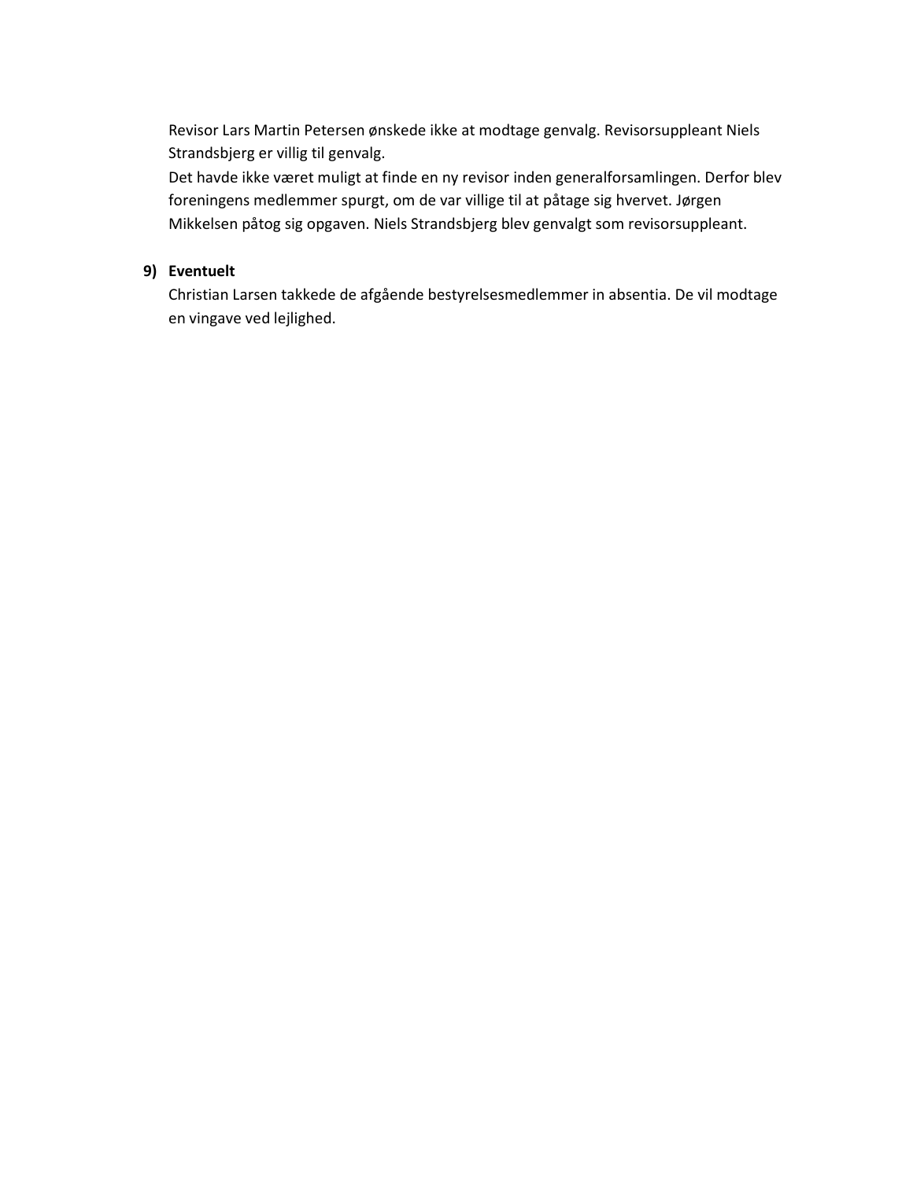Revisor Lars Martin Petersen ønskede ikke at modtage genvalg. Revisorsuppleant Niels Strandsbjerg er villig til genvalg.
Det havde ikke været muligt at finde en ny revisor inden generalforsamlingen. Derfor blev foreningens medlemmer spurgt, om de var villige til at påtage sig hvervet. Jørgen Mikkelsen påtog sig opgaven. Niels Strandsbjerg blev genvalgt som revisorsuppleant.

**9) Eventuelt**

Christian Larsen takkede de afgående bestyrelsesmedlemmer in absentia. De vil modtage en vingave ved lejlighed.